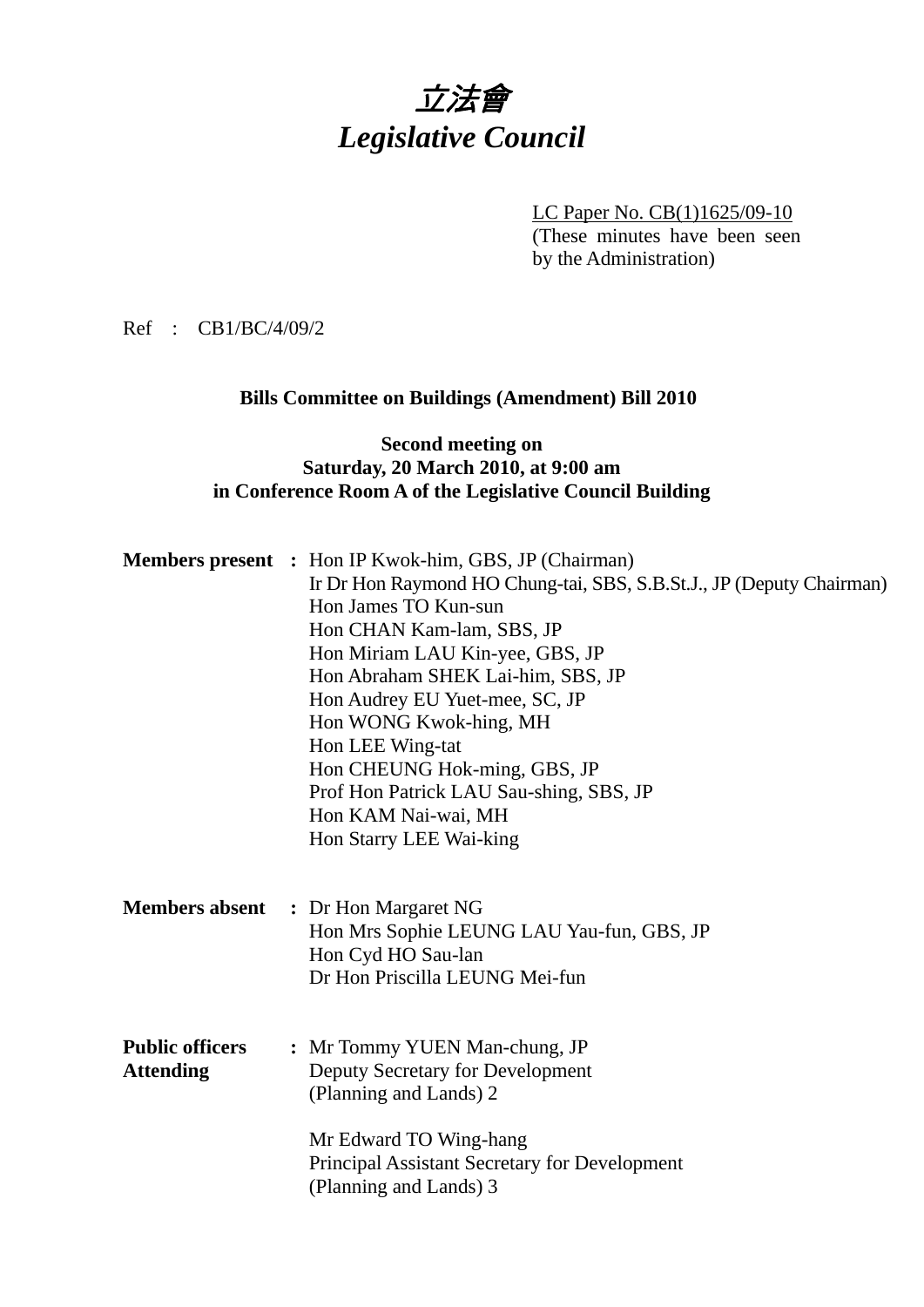# 立法會
# *Legislative Council*

LC Paper No. CB(1)1625/09-10
(These minutes have been seen by the Administration)

Ref : CB1/BC/4/09/2

**Bills Committee on Buildings (Amendment) Bill 2010**

**Second meeting on**
**Saturday, 20 March 2010, at 9:00 am**
**in Conference Room A of the Legislative Council Building**

**Members present :** Hon IP Kwok-him, GBS, JP (Chairman)
Ir Dr Hon Raymond HO Chung-tai, SBS, S.B.St.J., JP (Deputy Chairman)
Hon James TO Kun-sun
Hon CHAN Kam-lam, SBS, JP
Hon Miriam LAU Kin-yee, GBS, JP
Hon Abraham SHEK Lai-him, SBS, JP
Hon Audrey EU Yuet-mee, SC, JP
Hon WONG Kwok-hing, MH
Hon LEE Wing-tat
Hon CHEUNG Hok-ming, GBS, JP
Prof Hon Patrick LAU Sau-shing, SBS, JP
Hon KAM Nai-wai, MH
Hon Starry LEE Wai-king

**Members absent :** Dr Hon Margaret NG
Hon Mrs Sophie LEUNG LAU Yau-fun, GBS, JP
Hon Cyd HO Sau-lan
Dr Hon Priscilla LEUNG Mei-fun

**Public officers Attending :** Mr Tommy YUEN Man-chung, JP
Deputy Secretary for Development
(Planning and Lands) 2

Mr Edward TO Wing-hang
Principal Assistant Secretary for Development
(Planning and Lands) 3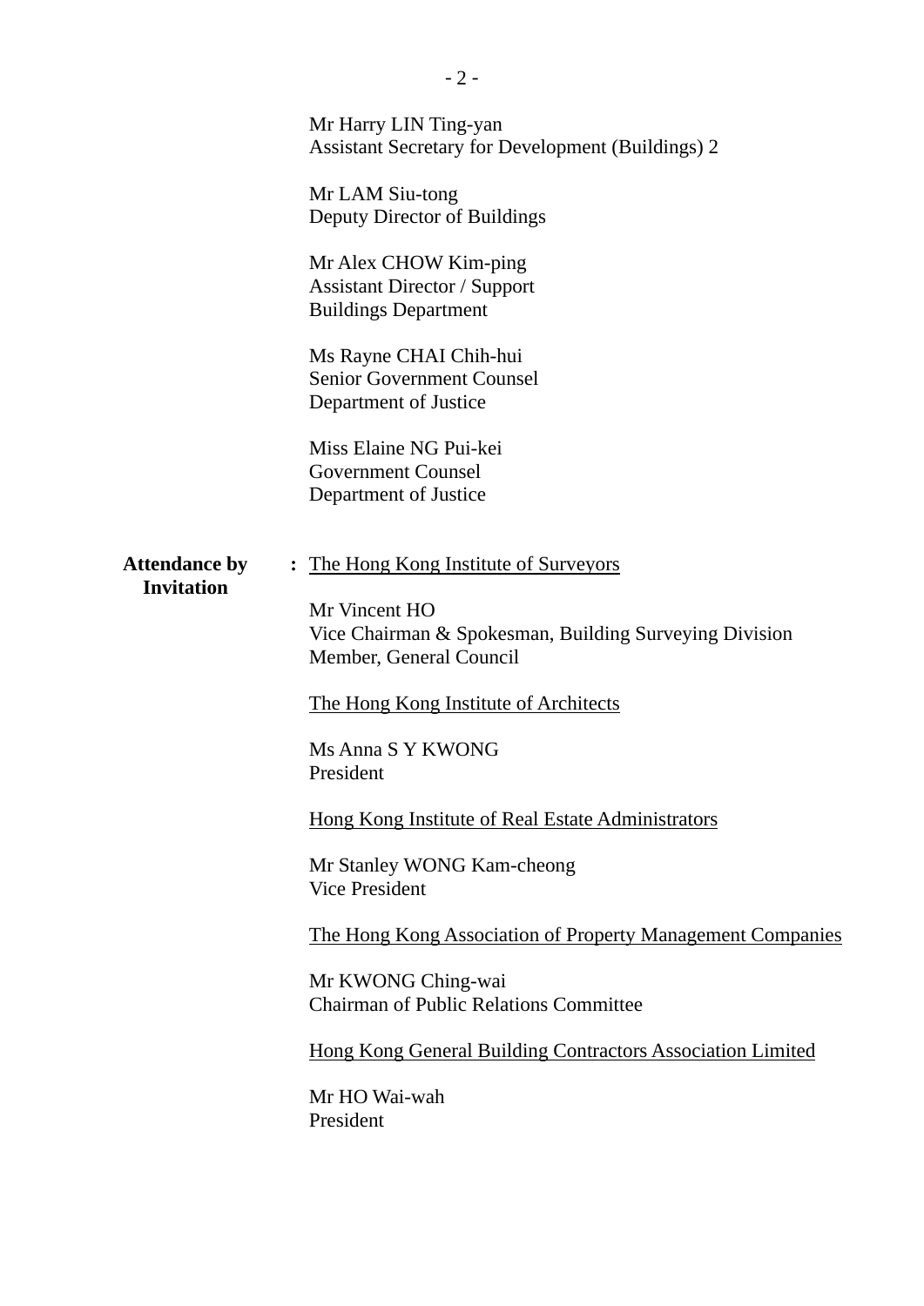Mr Harry LIN Ting-yan
Assistant Secretary for Development (Buildings) 2

Mr LAM Siu-tong
Deputy Director of Buildings

Mr Alex CHOW Kim-ping
Assistant Director / Support
Buildings Department

Ms Rayne CHAI Chih-hui
Senior Government Counsel
Department of Justice

Miss Elaine NG Pui-kei
Government Counsel
Department of Justice

**Attendance by Invitation** : The Hong Kong Institute of Surveyors

Mr Vincent HO
Vice Chairman & Spokesman, Building Surveying Division
Member, General Council

The Hong Kong Institute of Architects

Ms Anna S Y KWONG
President

Hong Kong Institute of Real Estate Administrators

Mr Stanley WONG Kam-cheong
Vice President

The Hong Kong Association of Property Management Companies

Mr KWONG Ching-wai
Chairman of Public Relations Committee

Hong Kong General Building Contractors Association Limited

Mr HO Wai-wah
President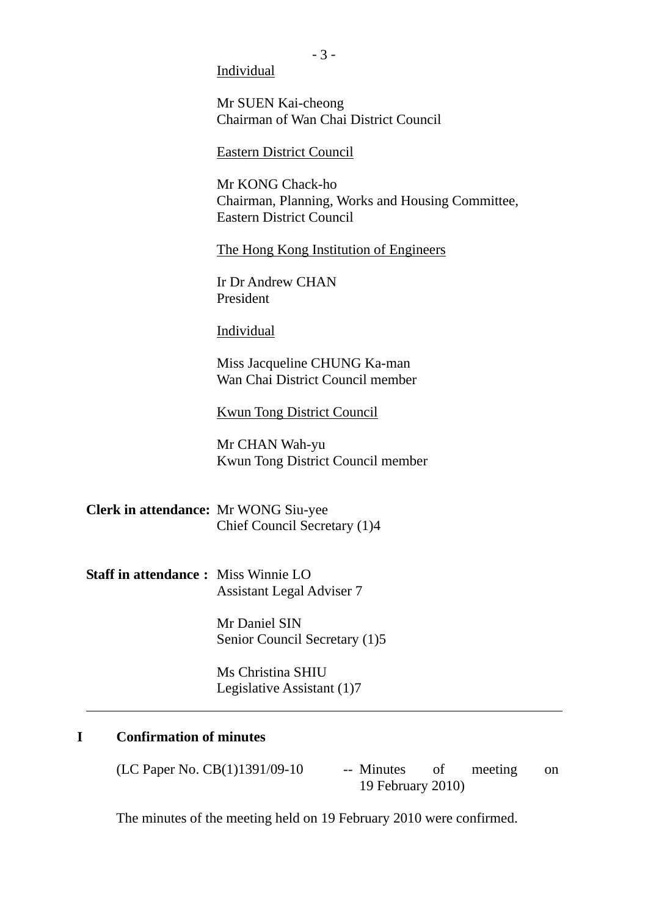Individual

Mr SUEN Kai-cheong
Chairman of Wan Chai District Council

Eastern District Council

Mr KONG Chack-ho
Chairman, Planning, Works and Housing Committee, Eastern District Council

The Hong Kong Institution of Engineers

Ir Dr Andrew CHAN
President

Individual

Miss Jacqueline CHUNG Ka-man
Wan Chai District Council member

Kwun Tong District Council

Mr CHAN Wah-yu
Kwun Tong District Council member

**Clerk in attendance:** Mr WONG Siu-yee
Chief Council Secretary (1)4

**Staff in attendance :** Miss Winnie LO
Assistant Legal Adviser 7

Mr Daniel SIN
Senior Council Secretary (1)5

Ms Christina SHIU
Legislative Assistant (1)7

---

## I Confirmation of minutes

(LC Paper No. CB(1)1391/09-10 -- Minutes of meeting on 19 February 2010)

The minutes of the meeting held on 19 February 2010 were confirmed.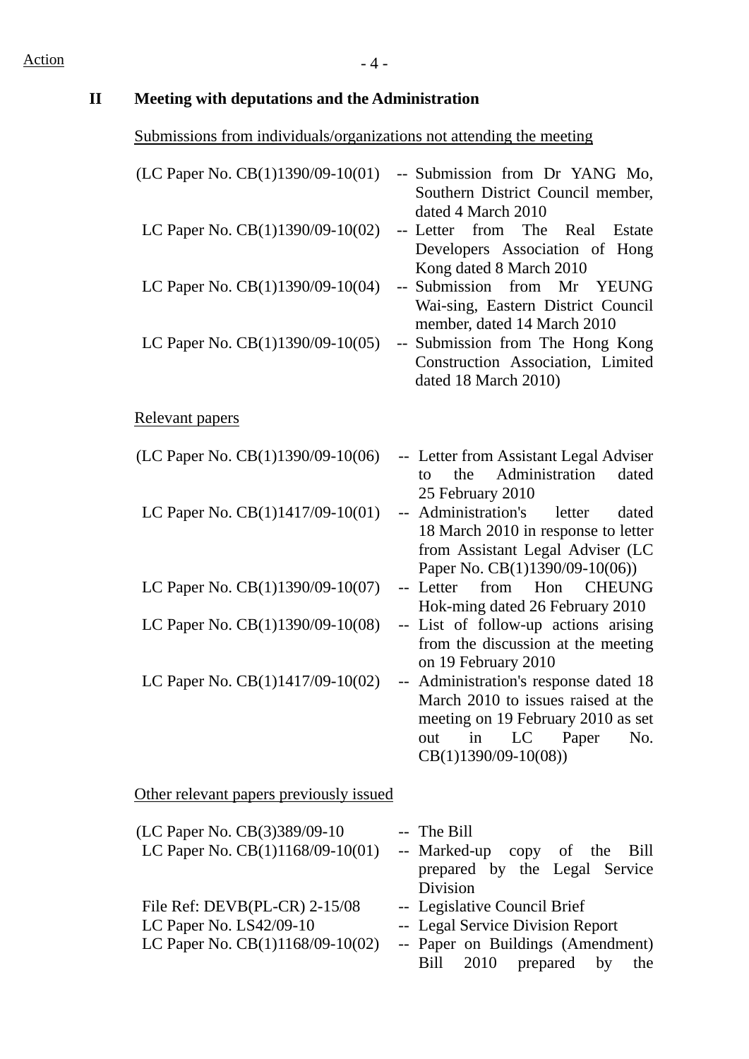Action

## II Meeting with deputations and the Administration

Submissions from individuals/organizations not attending the meeting

| | | |
|---|---|---|
| (LC Paper No. CB(1)1390/09-10(01) | -- | Submission from Dr YANG Mo, Southern District Council member, dated 4 March 2010 |
| LC Paper No. CB(1)1390/09-10(02) | -- | Letter from The Real Estate Developers Association of Hong Kong dated 8 March 2010 |
| LC Paper No. CB(1)1390/09-10(04) | -- | Submission from Mr YEUNG Wai-sing, Eastern District Council member, dated 14 March 2010 |
| LC Paper No. CB(1)1390/09-10(05) | -- | Submission from The Hong Kong Construction Association, Limited dated 18 March 2010) |

Relevant papers

| | | |
|---|---|---|
| (LC Paper No. CB(1)1390/09-10(06) | -- | Letter from Assistant Legal Adviser to the Administration dated 25 February 2010 |
| LC Paper No. CB(1)1417/09-10(01) | -- | Administration's letter dated 18 March 2010 in response to letter from Assistant Legal Adviser (LC Paper No. CB(1)1390/09-10(06)) |
| LC Paper No. CB(1)1390/09-10(07) | -- | Letter from Hon CHEUNG Hok-ming dated 26 February 2010 |
| LC Paper No. CB(1)1390/09-10(08) | -- | List of follow-up actions arising from the discussion at the meeting on 19 February 2010 |
| LC Paper No. CB(1)1417/09-10(02) | -- | Administration's response dated 18 March 2010 to issues raised at the meeting on 19 February 2010 as set out in LC Paper No. CB(1)1390/09-10(08)) |

Other relevant papers previously issued

| | | |
|---|---|---|
| (LC Paper No. CB(3)389/09-10 | -- | The Bill |
| LC Paper No. CB(1)1168/09-10(01) | -- | Marked-up copy of the Bill prepared by the Legal Service Division |
| File Ref: DEVB(PL-CR) 2-15/08 | -- | Legislative Council Brief |
| LC Paper No. LS42/09-10 | -- | Legal Service Division Report |
| LC Paper No. CB(1)1168/09-10(02) | -- | Paper on Buildings (Amendment) Bill 2010 prepared by the |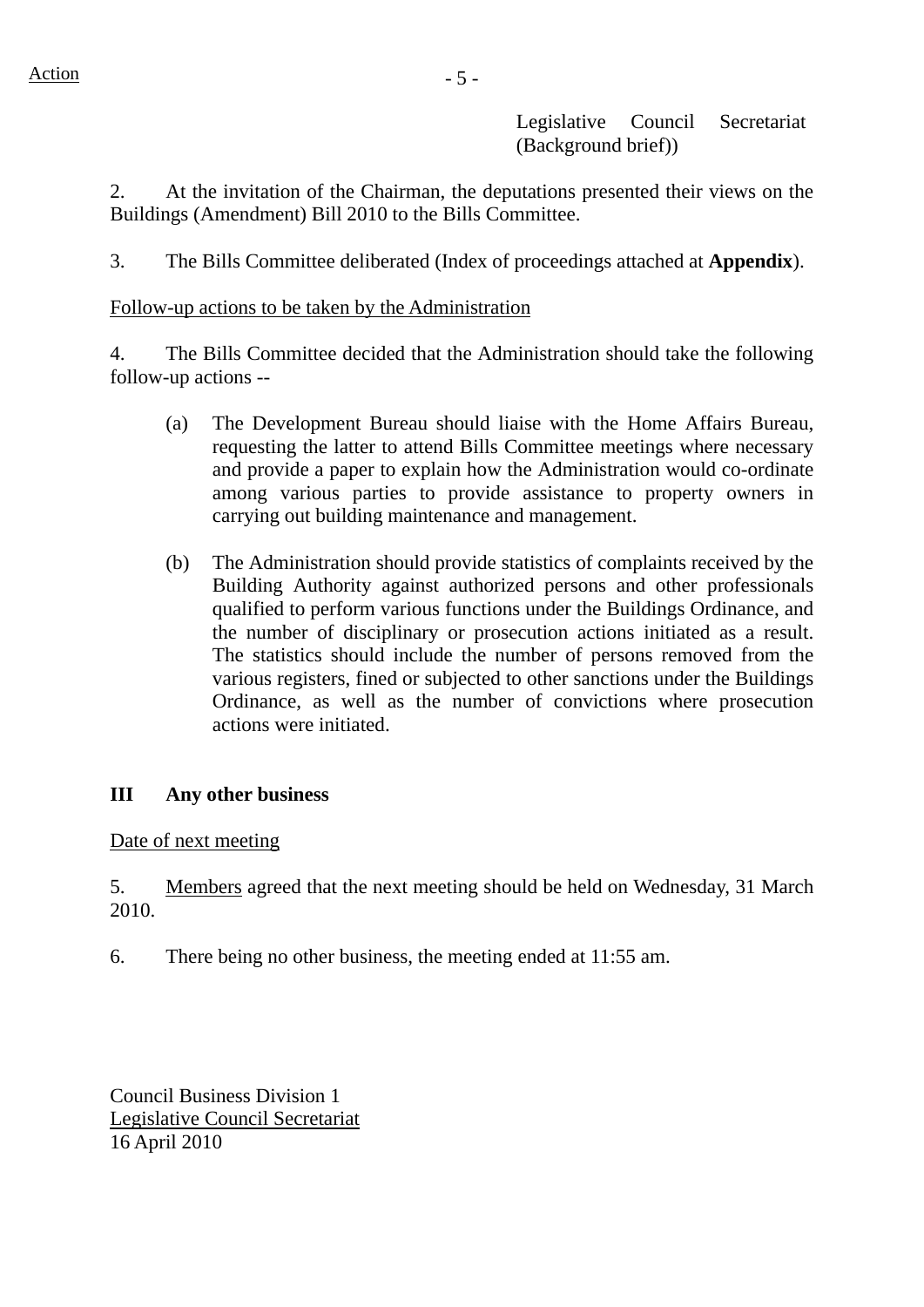Action

Legislative Council Secretariat (Background brief))

2. At the invitation of the Chairman, the deputations presented their views on the Buildings (Amendment) Bill 2010 to the Bills Committee.

3. The Bills Committee deliberated (Index of proceedings attached at **Appendix**).

<u>Follow-up actions to be taken by the Administration</u>

4. The Bills Committee decided that the Administration should take the following follow-up actions --

(a) The Development Bureau should liaise with the Home Affairs Bureau, requesting the latter to attend Bills Committee meetings where necessary and provide a paper to explain how the Administration would co-ordinate among various parties to provide assistance to property owners in carrying out building maintenance and management.

(b) The Administration should provide statistics of complaints received by the Building Authority against authorized persons and other professionals qualified to perform various functions under the Buildings Ordinance, and the number of disciplinary or prosecution actions initiated as a result. The statistics should include the number of persons removed from the various registers, fined or subjected to other sanctions under the Buildings Ordinance, as well as the number of convictions where prosecution actions were initiated.

**III Any other business**

<u>Date of next meeting</u>

5. <u>Members</u> agreed that the next meeting should be held on Wednesday, 31 March 2010.

6. There being no other business, the meeting ended at 11:55 am.

Council Business Division 1
<u>Legislative Council Secretariat</u>
16 April 2010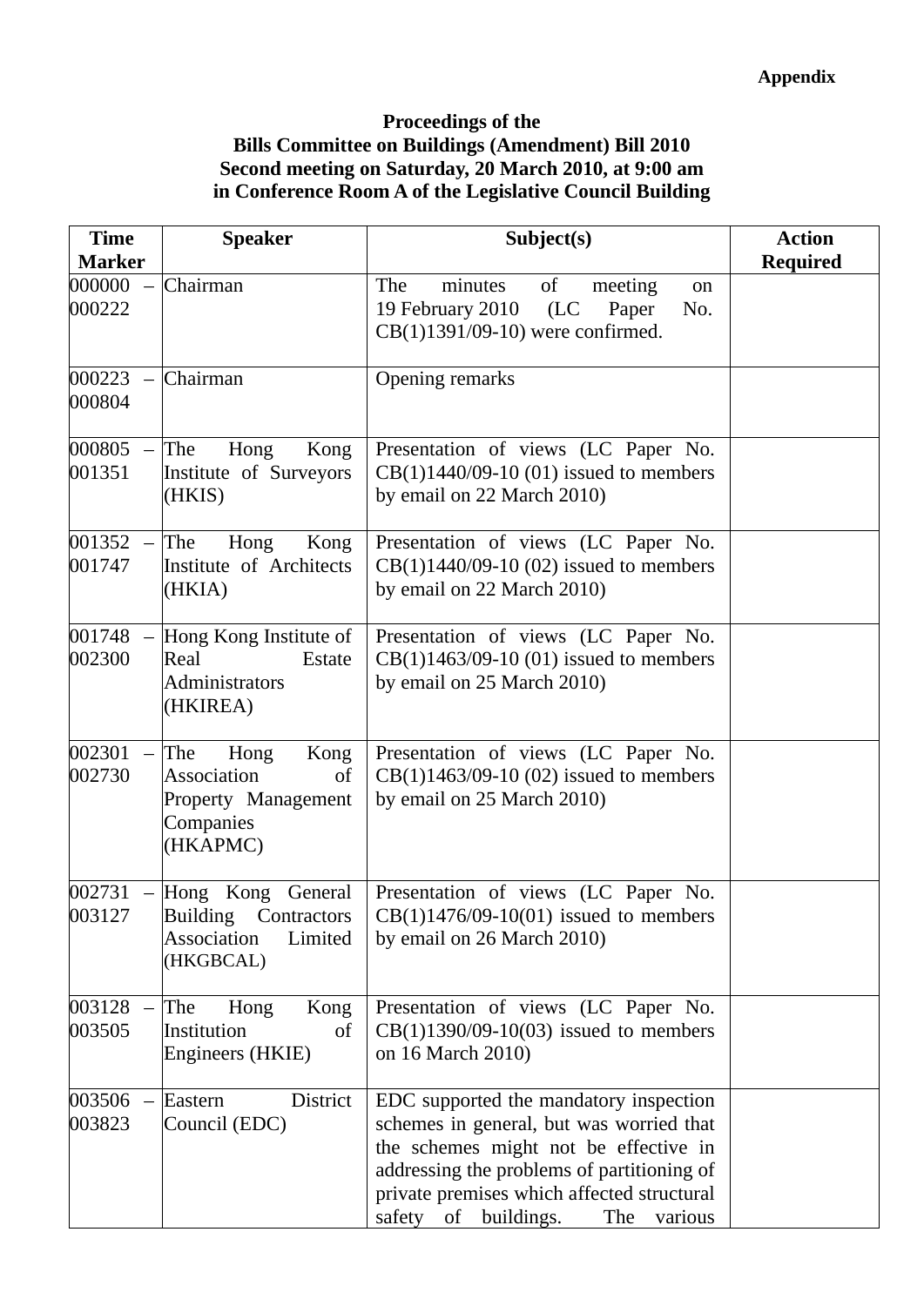**Appendix**

**Proceedings of the**
**Bills Committee on Buildings (Amendment) Bill 2010**
**Second meeting on Saturday, 20 March 2010, at 9:00 am**
**in Conference Room A of the Legislative Council Building**

| Time Marker | Speaker | Subject(s) | Action Required |
|---|---|---|---|
| 000000 – 000222 | Chairman | The minutes of meeting on 19 February 2010 (LC Paper No. CB(1)1391/09-10) were confirmed. | |
| 000223 – 000804 | Chairman | Opening remarks | |
| 000805 – 001351 | The Hong Kong Institute of Surveyors (HKIS) | Presentation of views (LC Paper No. CB(1)1440/09-10 (01) issued to members by email on 22 March 2010) | |
| 001352 – 001747 | The Hong Kong Institute of Architects (HKIA) | Presentation of views (LC Paper No. CB(1)1440/09-10 (02) issued to members by email on 22 March 2010) | |
| 001748 – 002300 | Hong Kong Institute of Real Estate Administrators (HKIREA) | Presentation of views (LC Paper No. CB(1)1463/09-10 (01) issued to members by email on 25 March 2010) | |
| 002301 – 002730 | The Hong Kong Association of Property Management Companies (HKAPMC) | Presentation of views (LC Paper No. CB(1)1463/09-10 (02) issued to members by email on 25 March 2010) | |
| 002731 – 003127 | Hong Kong General Building Contractors Association Limited (HKGBCAL) | Presentation of views (LC Paper No. CB(1)1476/09-10(01) issued to members by email on 26 March 2010) | |
| 003128 – 003505 | The Hong Kong Institution of Engineers (HKIE) | Presentation of views (LC Paper No. CB(1)1390/09-10(03) issued to members on 16 March 2010) | |
| 003506 – 003823 | Eastern District Council (EDC) | EDC supported the mandatory inspection schemes in general, but was worried that the schemes might not be effective in addressing the problems of partitioning of private premises which affected structural safety of buildings. The various | |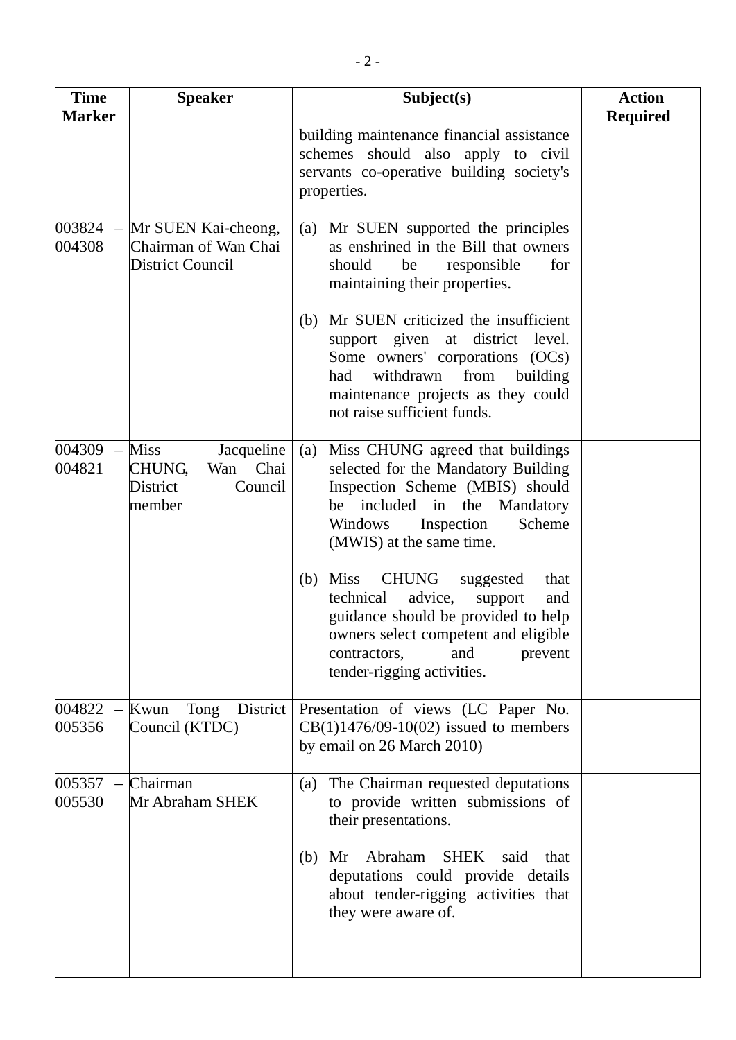| Time Marker | Speaker | Subject(s) | Action Required |
|---|---|---|---|
| | | building maintenance financial assistance schemes should also apply to civil servants co-operative building society's properties. | |
| 003824 – 004308 | Mr SUEN Kai-cheong, Chairman of Wan Chai District Council | (a) Mr SUEN supported the principles as enshrined in the Bill that owners should be responsible for maintaining their properties.<br><br>(b) Mr SUEN criticized the insufficient support given at district level. Some owners' corporations (OCs) had withdrawn from building maintenance projects as they could not raise sufficient funds. | |
| 004309 – 004821 | Miss Jacqueline CHUNG, Wan Chai District Council member | (a) Miss CHUNG agreed that buildings selected for the Mandatory Building Inspection Scheme (MBIS) should be included in the Mandatory Windows Inspection Scheme (MWIS) at the same time.<br><br>(b) Miss CHUNG suggested that technical advice, support and guidance should be provided to help owners select competent and eligible contractors, and prevent tender-rigging activities. | |
| 004822 – 005356 | Kwun Tong District Council (KTDC) | Presentation of views (LC Paper No. CB(1)1476/09-10(02) issued to members by email on 26 March 2010) | |
| 005357 – 005530 | Chairman<br>Mr Abraham SHEK | (a) The Chairman requested deputations to provide written submissions of their presentations.<br><br>(b) Mr Abraham SHEK said that deputations could provide details about tender-rigging activities that they were aware of. | |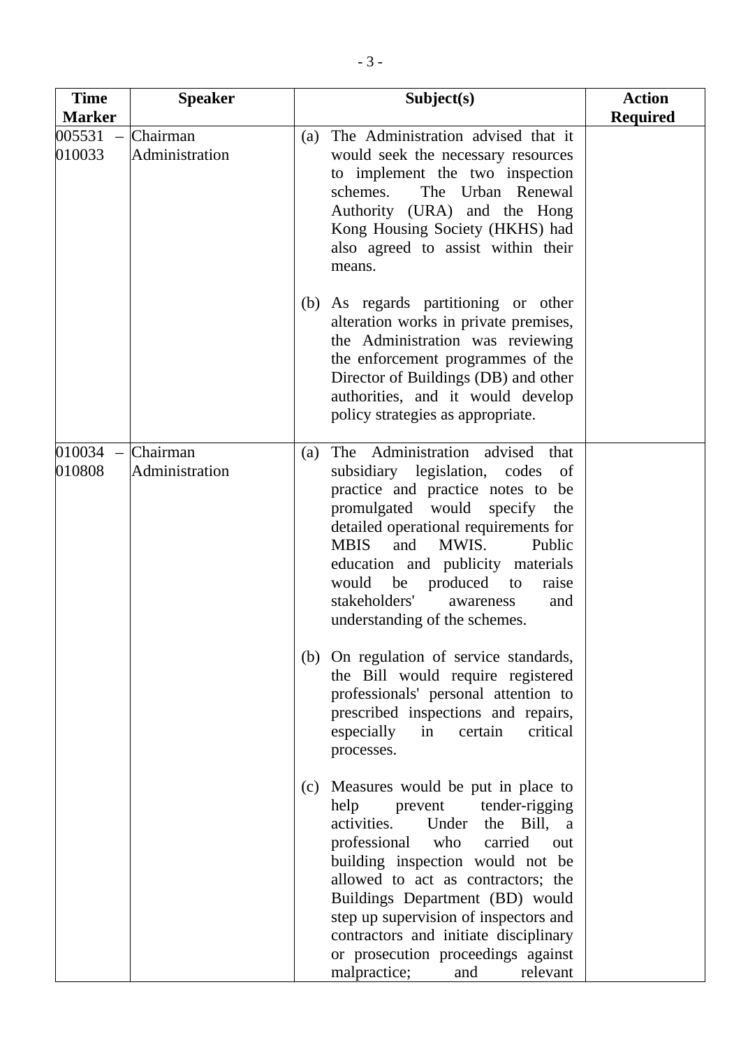| Time Marker | Speaker | Subject(s) | Action Required |
|---|---|---|---|
| 005531 – 010033 | Chairman<br>Administration | (a) The Administration advised that it would seek the necessary resources to implement the two inspection schemes. The Urban Renewal Authority (URA) and the Hong Kong Housing Society (HKHS) had also agreed to assist within their means.<br><br>(b) As regards partitioning or other alteration works in private premises, the Administration was reviewing the enforcement programmes of the Director of Buildings (DB) and other authorities, and it would develop policy strategies as appropriate. | |
| 010034 – 010808 | Chairman<br>Administration | (a) The Administration advised that subsidiary legislation, codes of practice and practice notes to be promulgated would specify the detailed operational requirements for MBIS and MWIS. Public education and publicity materials would be produced to raise stakeholders' awareness and understanding of the schemes.<br><br>(b) On regulation of service standards, the Bill would require registered professionals' personal attention to prescribed inspections and repairs, especially in certain critical processes.<br><br>(c) Measures would be put in place to help prevent tender-rigging activities. Under the Bill, a professional who carried out building inspection would not be allowed to act as contractors; the Buildings Department (BD) would step up supervision of inspectors and contractors and initiate disciplinary or prosecution proceedings against malpractice; and relevant | |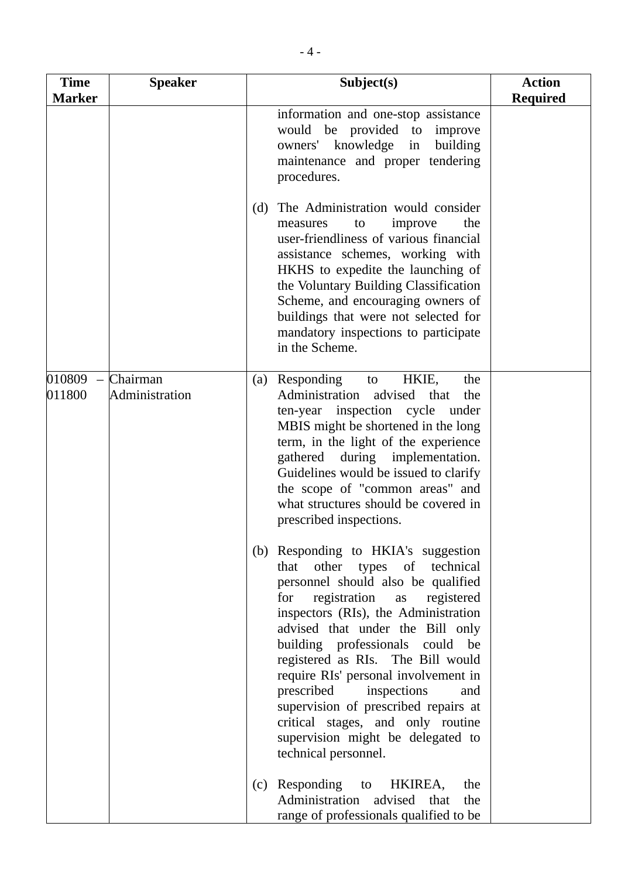| Time Marker | Speaker | Subject(s) | Action Required |
|---|---|---|---|
| | | information and one-stop assistance would be provided to improve owners' knowledge in building maintenance and proper tendering procedures.<br><br>(d) The Administration would consider measures to improve the user-friendliness of various financial assistance schemes, working with HKHS to expedite the launching of the Voluntary Building Classification Scheme, and encouraging owners of buildings that were not selected for mandatory inspections to participate in the Scheme. | |
| 010809 – 011800 | Chairman<br>Administration | (a) Responding to HKIE, the Administration advised that the ten-year inspection cycle under MBIS might be shortened in the long term, in the light of the experience gathered during implementation. Guidelines would be issued to clarify the scope of "common areas" and what structures should be covered in prescribed inspections.<br><br>(b) Responding to HKIA's suggestion that other types of technical personnel should also be qualified for registration as registered inspectors (RIs), the Administration advised that under the Bill only building professionals could be registered as RIs. The Bill would require RIs' personal involvement in prescribed inspections and supervision of prescribed repairs at critical stages, and only routine supervision might be delegated to technical personnel.<br><br>(c) Responding to HKIREA, the Administration advised that the range of professionals qualified to be | |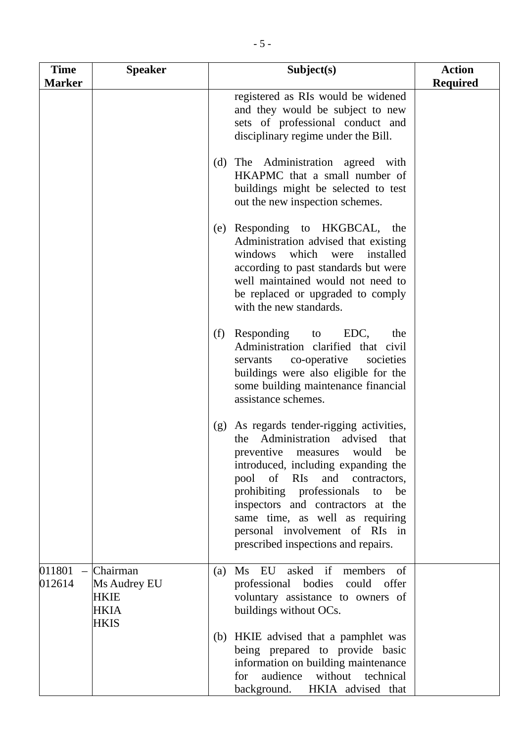| Time Marker | Speaker | Subject(s) | Action Required |
|---|---|---|---|
| | | registered as RIs would be widened and they would be subject to new sets of professional conduct and disciplinary regime under the Bill.<br><br>(d) The Administration agreed with HKAPMC that a small number of buildings might be selected to test out the new inspection schemes.<br><br>(e) Responding to HKGBCAL, the Administration advised that existing windows which were installed according to past standards but were well maintained would not need to be replaced or upgraded to comply with the new standards.<br><br>(f) Responding to EDC, the Administration clarified that civil servants co-operative societies buildings were also eligible for the some building maintenance financial assistance schemes.<br><br>(g) As regards tender-rigging activities, the Administration advised that preventive measures would be introduced, including expanding the pool of RIs and contractors, prohibiting professionals to be inspectors and contractors at the same time, as well as requiring personal involvement of RIs in prescribed inspections and repairs. | |
| 011801 – 012614 | Chairman<br>Ms Audrey EU<br>HKIE<br>HKIA<br>HKIS | (a) Ms EU asked if members of professional bodies could offer voluntary assistance to owners of buildings without OCs.<br><br>(b) HKIE advised that a pamphlet was being prepared to provide basic information on building maintenance for audience without technical background. HKIA advised that | |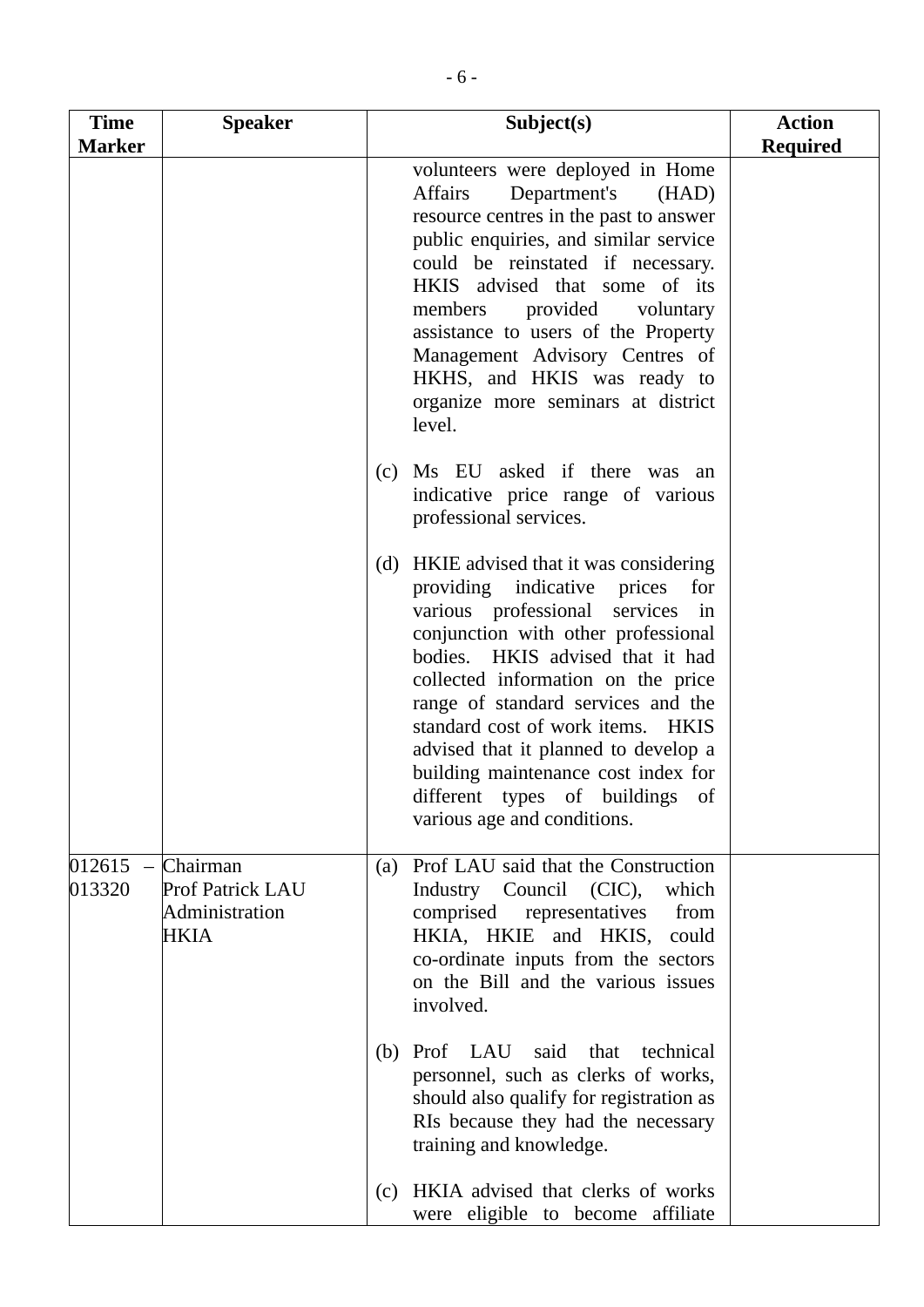| Time Marker | Speaker | Subject(s) | Action Required |
|---|---|---|---|
| | | volunteers were deployed in Home Affairs Department's (HAD) resource centres in the past to answer public enquiries, and similar service could be reinstated if necessary. HKIS advised that some of its members provided voluntary assistance to users of the Property Management Advisory Centres of HKHS, and HKIS was ready to organize more seminars at district level.<br><br>(c) Ms EU asked if there was an indicative price range of various professional services.<br><br>(d) HKIE advised that it was considering providing indicative prices for various professional services in conjunction with other professional bodies. HKIS advised that it had collected information on the price range of standard services and the standard cost of work items. HKIS advised that it planned to develop a building maintenance cost index for different types of buildings of various age and conditions. | |
| 012615 – 013320 | Chairman<br>Prof Patrick LAU<br>Administration<br>HKIA | (a) Prof LAU said that the Construction Industry Council (CIC), which comprised representatives from HKIA, HKIE and HKIS, could co-ordinate inputs from the sectors on the Bill and the various issues involved.<br><br>(b) Prof LAU said that technical personnel, such as clerks of works, should also qualify for registration as RIs because they had the necessary training and knowledge.<br><br>(c) HKIA advised that clerks of works were eligible to become affiliate | |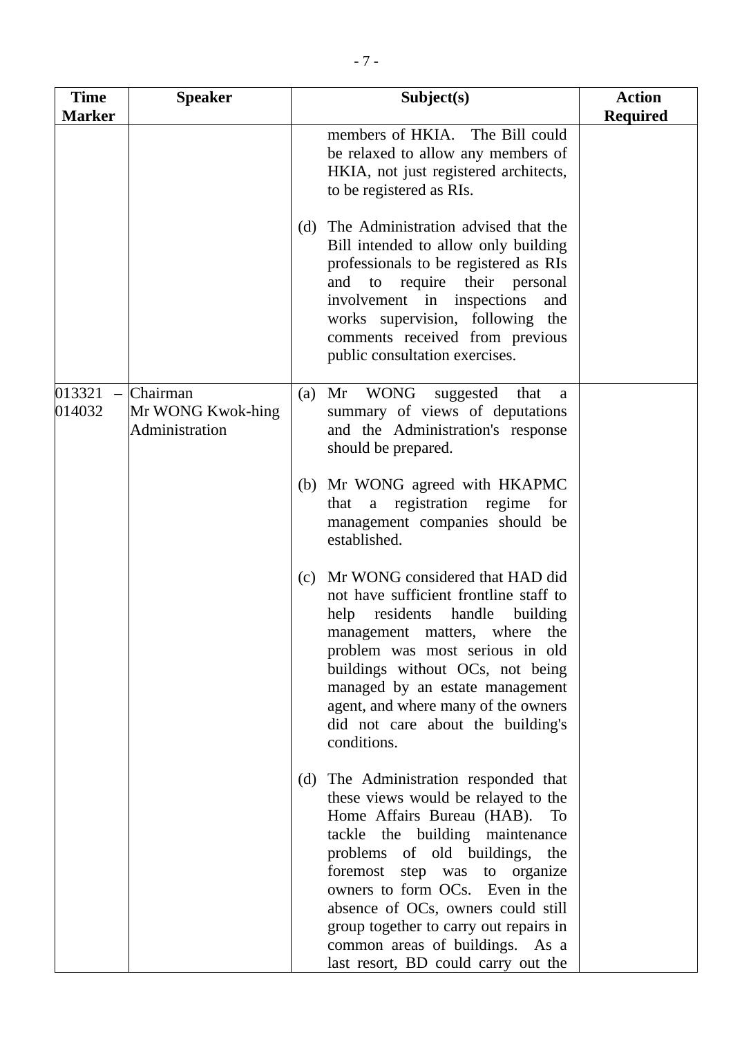| Time Marker | Speaker | Subject(s) | Action Required |
|---|---|---|---|
| | | members of HKIA. The Bill could be relaxed to allow any members of HKIA, not just registered architects, to be registered as RIs.<br><br>(d) The Administration advised that the Bill intended to allow only building professionals to be registered as RIs and to require their personal involvement in inspections and works supervision, following the comments received from previous public consultation exercises. | |
| 013321 – 014032 | Chairman<br>Mr WONG Kwok-hing<br>Administration | (a) Mr WONG suggested that a summary of views of deputations and the Administration's response should be prepared.<br><br>(b) Mr WONG agreed with HKAPMC that a registration regime for management companies should be established.<br><br>(c) Mr WONG considered that HAD did not have sufficient frontline staff to help residents handle building management matters, where the problem was most serious in old buildings without OCs, not being managed by an estate management agent, and where many of the owners did not care about the building's conditions.<br><br>(d) The Administration responded that these views would be relayed to the Home Affairs Bureau (HAB). To tackle the building maintenance problems of old buildings, the foremost step was to organize owners to form OCs. Even in the absence of OCs, owners could still group together to carry out repairs in common areas of buildings. As a last resort, BD could carry out the | |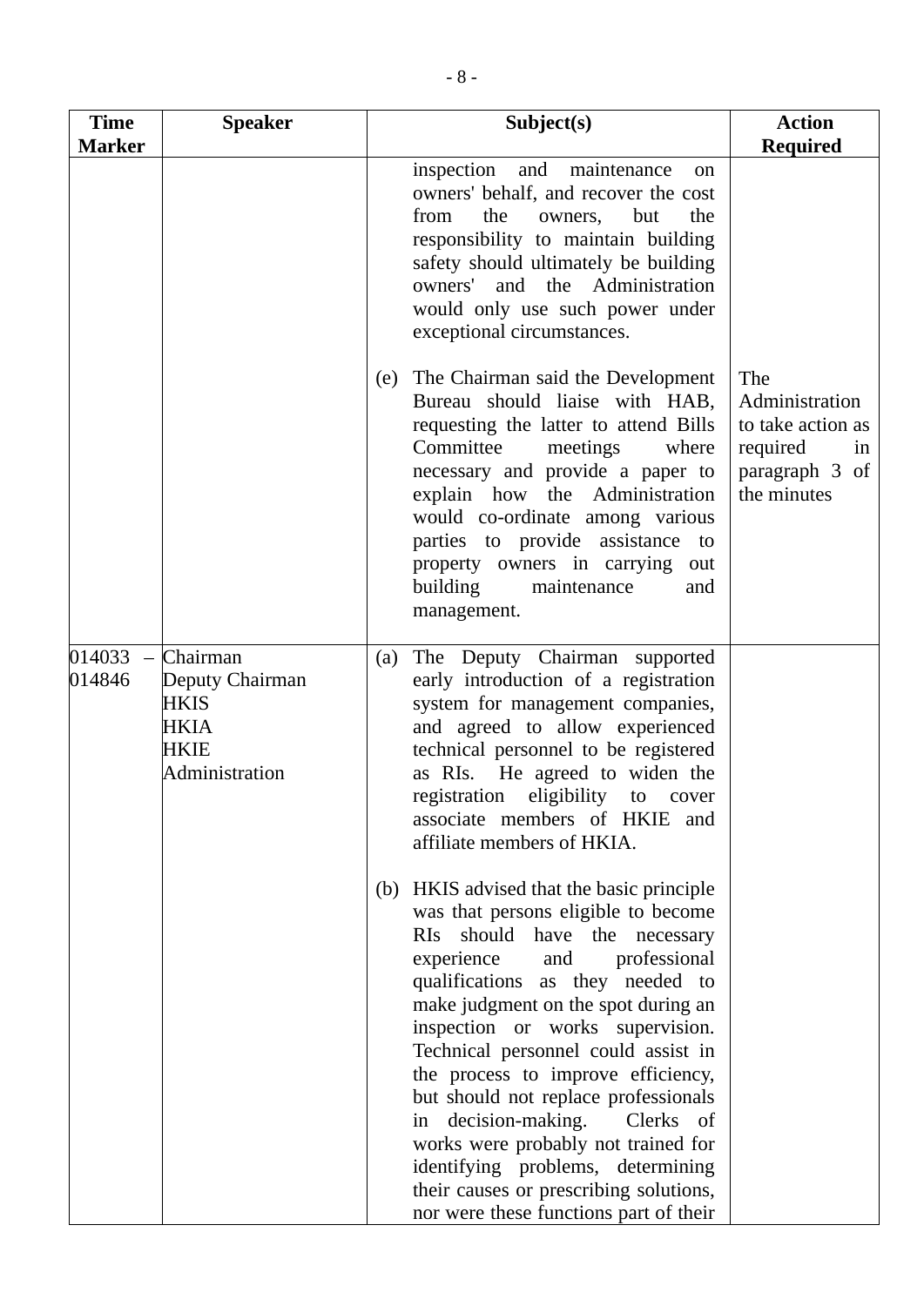| Time Marker | Speaker | Subject(s) | Action Required |
|---|---|---|---|
| | | inspection and maintenance on owners' behalf, and recover the cost from the owners, but the responsibility to maintain building safety should ultimately be building owners' and the Administration would only use such power under exceptional circumstances.<br><br>(e) The Chairman said the Development Bureau should liaise with HAB, requesting the latter to attend Bills Committee meetings where necessary and provide a paper to explain how the Administration would co-ordinate among various parties to provide assistance to property owners in carrying out building maintenance and management. | The Administration to take action as required in paragraph 3 of the minutes |
| 014033 – 014846 | Chairman<br>Deputy Chairman<br>HKIS<br>HKIA<br>HKIE<br>Administration | (a) The Deputy Chairman supported early introduction of a registration system for management companies, and agreed to allow experienced technical personnel to be registered as RIs. He agreed to widen the registration eligibility to cover associate members of HKIE and affiliate members of HKIA.<br><br>(b) HKIS advised that the basic principle was that persons eligible to become RIs should have the necessary experience and professional qualifications as they needed to make judgment on the spot during an inspection or works supervision. Technical personnel could assist in the process to improve efficiency, but should not replace professionals in decision-making. Clerks of works were probably not trained for identifying problems, determining their causes or prescribing solutions, nor were these functions part of their | |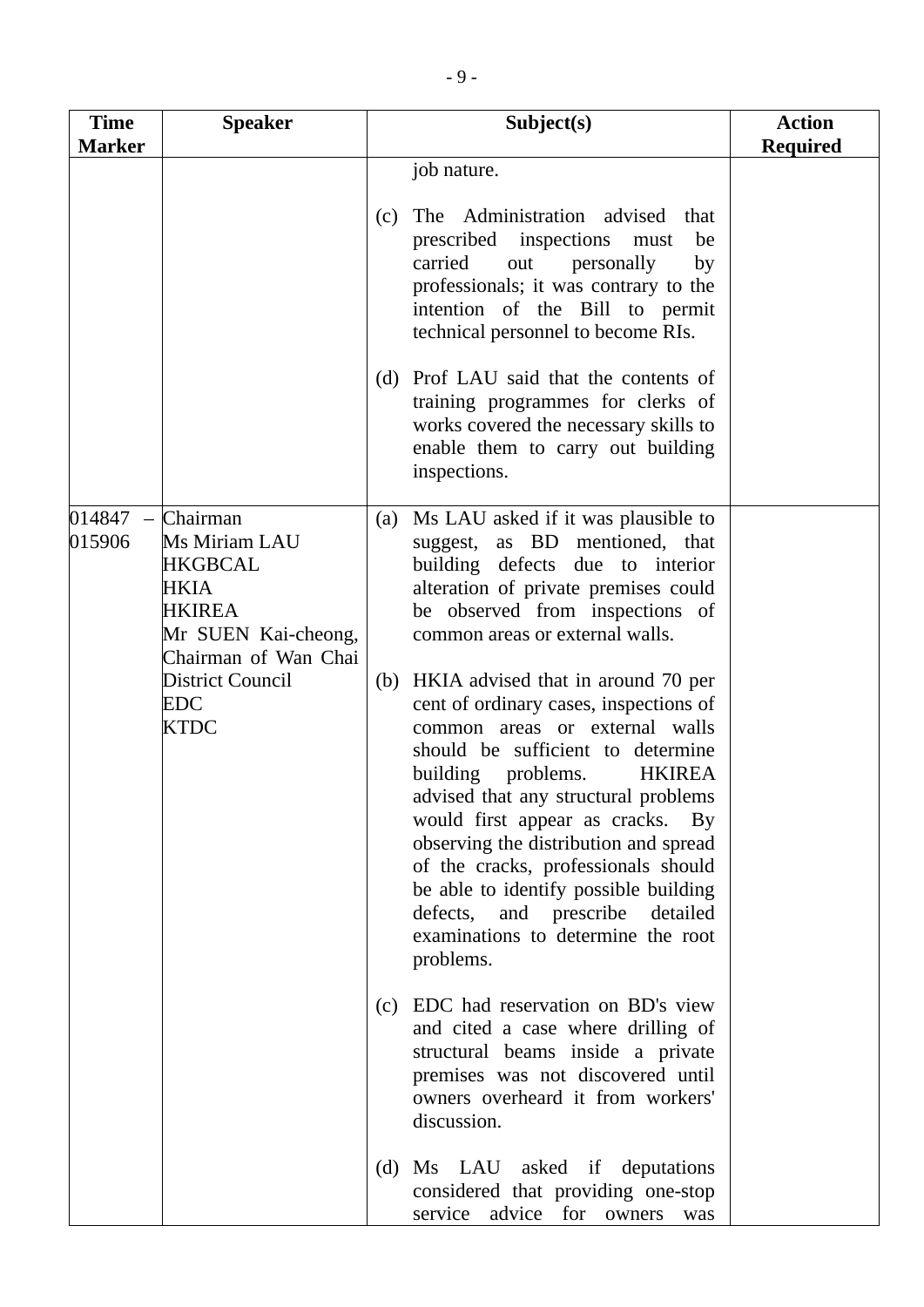| Time Marker | Speaker | Subject(s) | Action Required |
|---|---|---|---|
| | | job nature.<br><br>(c) The Administration advised that prescribed inspections must be carried out personally by professionals; it was contrary to the intention of the Bill to permit technical personnel to become RIs.<br><br>(d) Prof LAU said that the contents of training programmes for clerks of works covered the necessary skills to enable them to carry out building inspections. | |
| 014847 – 015906 | Chairman<br>Ms Miriam LAU<br>HKGBCAL<br>HKIA<br>HKIREA<br>Mr SUEN Kai-cheong, Chairman of Wan Chai District Council<br>EDC<br>KTDC | (a) Ms LAU asked if it was plausible to suggest, as BD mentioned, that building defects due to interior alteration of private premises could be observed from inspections of common areas or external walls.<br><br>(b) HKIA advised that in around 70 per cent of ordinary cases, inspections of common areas or external walls should be sufficient to determine building problems. HKIREA advised that any structural problems would first appear as cracks. By observing the distribution and spread of the cracks, professionals should be able to identify possible building defects, and prescribe detailed examinations to determine the root problems.<br><br>(c) EDC had reservation on BD's view and cited a case where drilling of structural beams inside a private premises was not discovered until owners overheard it from workers' discussion.<br><br>(d) Ms LAU asked if deputations considered that providing one-stop service advice for owners was | |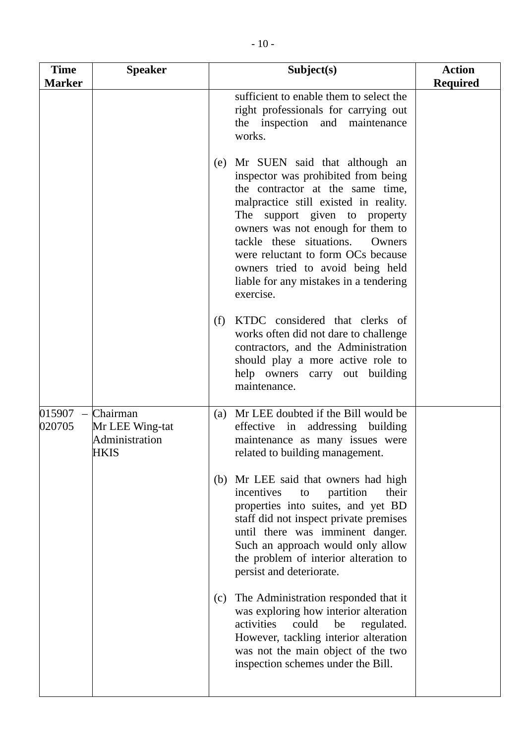| Time Marker | Speaker | Subject(s) | Action Required |
|---|---|---|---|
| | | sufficient to enable them to select the right professionals for carrying out the inspection and maintenance works.<br><br>(e) Mr SUEN said that although an inspector was prohibited from being the contractor at the same time, malpractice still existed in reality. The support given to property owners was not enough for them to tackle these situations. Owners were reluctant to form OCs because owners tried to avoid being held liable for any mistakes in a tendering exercise.<br><br>(f) KTDC considered that clerks of works often did not dare to challenge contractors, and the Administration should play a more active role to help owners carry out building maintenance. | |
| 015907 – 020705 | Chairman<br>Mr LEE Wing-tat<br>Administration<br>HKIS | (a) Mr LEE doubted if the Bill would be effective in addressing building maintenance as many issues were related to building management.<br><br>(b) Mr LEE said that owners had high incentives to partition their properties into suites, and yet BD staff did not inspect private premises until there was imminent danger. Such an approach would only allow the problem of interior alteration to persist and deteriorate.<br><br>(c) The Administration responded that it was exploring how interior alteration activities could be regulated. However, tackling interior alteration was not the main object of the two inspection schemes under the Bill. | |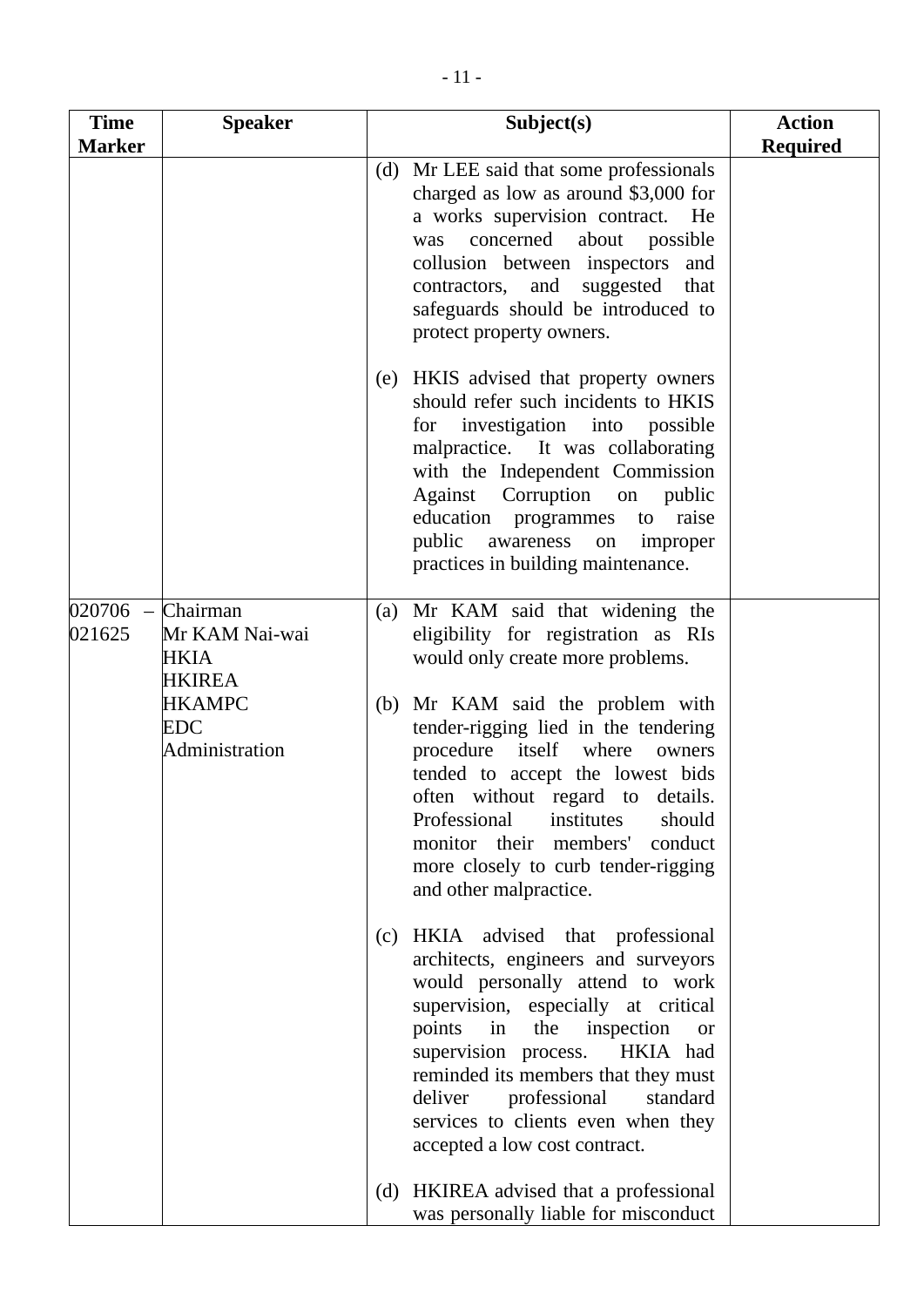| Time Marker | Speaker | Subject(s) | Action Required |
|---|---|---|---|
| | | (d) Mr LEE said that some professionals charged as low as around $3,000 for a works supervision contract. He was concerned about possible collusion between inspectors and contractors, and suggested that safeguards should be introduced to protect property owners.<br><br>(e) HKIS advised that property owners should refer such incidents to HKIS for investigation into possible malpractice. It was collaborating with the Independent Commission Against Corruption on public education programmes to raise public awareness on improper practices in building maintenance. | |
| 020706 – 021625 | Chairman<br>Mr KAM Nai-wai<br>HKIA<br>HKIREA<br>HKAMPC<br>EDC<br>Administration | (a) Mr KAM said that widening the eligibility for registration as RIs would only create more problems.<br><br>(b) Mr KAM said the problem with tender-rigging lied in the tendering procedure itself where owners tended to accept the lowest bids often without regard to details. Professional institutes should monitor their members' conduct more closely to curb tender-rigging and other malpractice.<br><br>(c) HKIA advised that professional architects, engineers and surveyors would personally attend to work supervision, especially at critical points in the inspection or supervision process. HKIA had reminded its members that they must deliver professional standard services to clients even when they accepted a low cost contract.<br><br>(d) HKIREA advised that a professional was personally liable for misconduct | |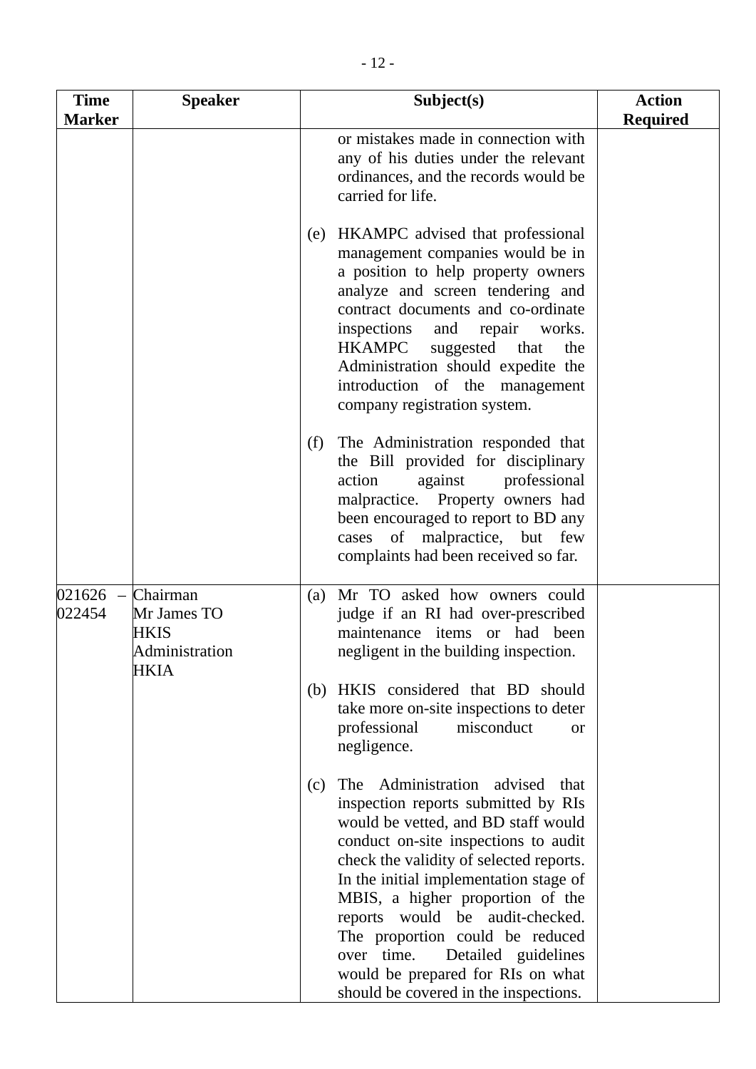| Time Marker | Speaker | Subject(s) | Action Required |
|---|---|---|---|
| | | or mistakes made in connection with any of his duties under the relevant ordinances, and the records would be carried for life.<br><br>(e) HKAMPC advised that professional management companies would be in a position to help property owners analyze and screen tendering and contract documents and co-ordinate inspections and repair works. HKAMPC suggested that the Administration should expedite the introduction of the management company registration system.<br><br>(f) The Administration responded that the Bill provided for disciplinary action against professional malpractice. Property owners had been encouraged to report to BD any cases of malpractice, but few complaints had been received so far. | |
| 021626 – 022454 | Chairman<br>Mr James TO<br>HKIS<br>Administration<br>HKIA | (a) Mr TO asked how owners could judge if an RI had over-prescribed maintenance items or had been negligent in the building inspection.<br><br>(b) HKIS considered that BD should take more on-site inspections to deter professional misconduct or negligence.<br><br>(c) The Administration advised that inspection reports submitted by RIs would be vetted, and BD staff would conduct on-site inspections to audit check the validity of selected reports. In the initial implementation stage of MBIS, a higher proportion of the reports would be audit-checked. The proportion could be reduced over time. Detailed guidelines would be prepared for RIs on what should be covered in the inspections. | |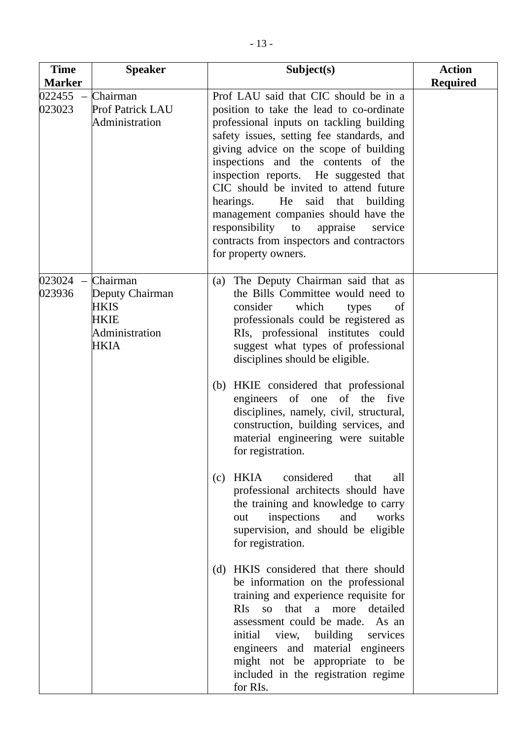| Time Marker | Speaker | Subject(s) | Action Required |
|---|---|---|---|
| 022455 – 023023 | Chairman<br>Prof Patrick LAU<br>Administration | Prof LAU said that CIC should be in a position to take the lead to co-ordinate professional inputs on tackling building safety issues, setting fee standards, and giving advice on the scope of building inspections and the contents of the inspection reports. He suggested that CIC should be invited to attend future hearings. He said that building management companies should have the responsibility to appraise service contracts from inspectors and contractors for property owners. | |
| 023024 – 023936 | Chairman<br>Deputy Chairman<br>HKIS<br>HKIE<br>Administration<br>HKIA | (a) The Deputy Chairman said that as the Bills Committee would need to consider which types of professionals could be registered as RIs, professional institutes could suggest what types of professional disciplines should be eligible.<br><br>(b) HKIE considered that professional engineers of one of the five disciplines, namely, civil, structural, construction, building services, and material engineering were suitable for registration.<br><br>(c) HKIA considered that all professional architects should have the training and knowledge to carry out inspections and works supervision, and should be eligible for registration.<br><br>(d) HKIS considered that there should be information on the professional training and experience requisite for RIs so that a more detailed assessment could be made. As an initial view, building services engineers and material engineers might not be appropriate to be included in the registration regime for RIs. | |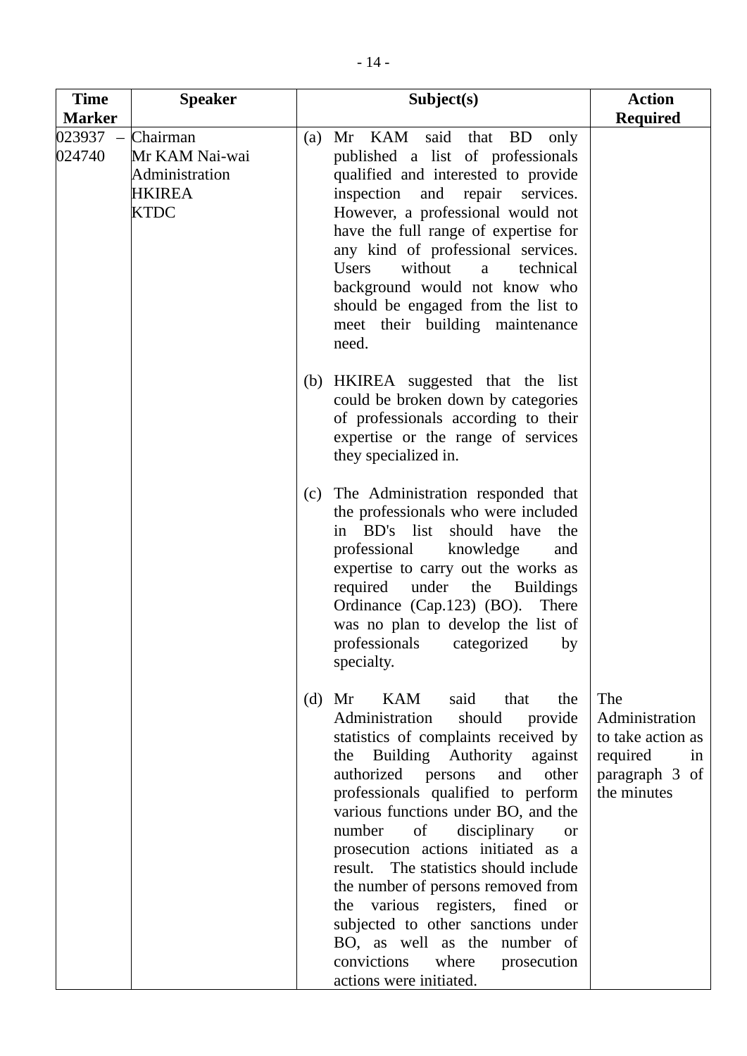| Time Marker | Speaker | Subject(s) | Action Required |
|---|---|---|---|
| 023937 – 024740 | Chairman<br>Mr KAM Nai-wai<br>Administration<br>HKIREA<br>KTDC | (a) Mr KAM said that BD only published a list of professionals qualified and interested to provide inspection and repair services. However, a professional would not have the full range of expertise for any kind of professional services. Users without a technical background would not know who should be engaged from the list to meet their building maintenance need.<br><br>(b) HKIREA suggested that the list could be broken down by categories of professionals according to their expertise or the range of services they specialized in.<br><br>(c) The Administration responded that the professionals who were included in BD's list should have the professional knowledge and expertise to carry out the works as required under the Buildings Ordinance (Cap.123) (BO). There was no plan to develop the list of professionals categorized by specialty.<br><br>(d) Mr KAM said that the Administration should provide statistics of complaints received by the Building Authority against authorized persons and other professionals qualified to perform various functions under BO, and the number of disciplinary or prosecution actions initiated as a result. The statistics should include the number of persons removed from the various registers, fined or subjected to other sanctions under BO, as well as the number of convictions where prosecution actions were initiated. | The Administration to take action as required in paragraph 3 of the minutes |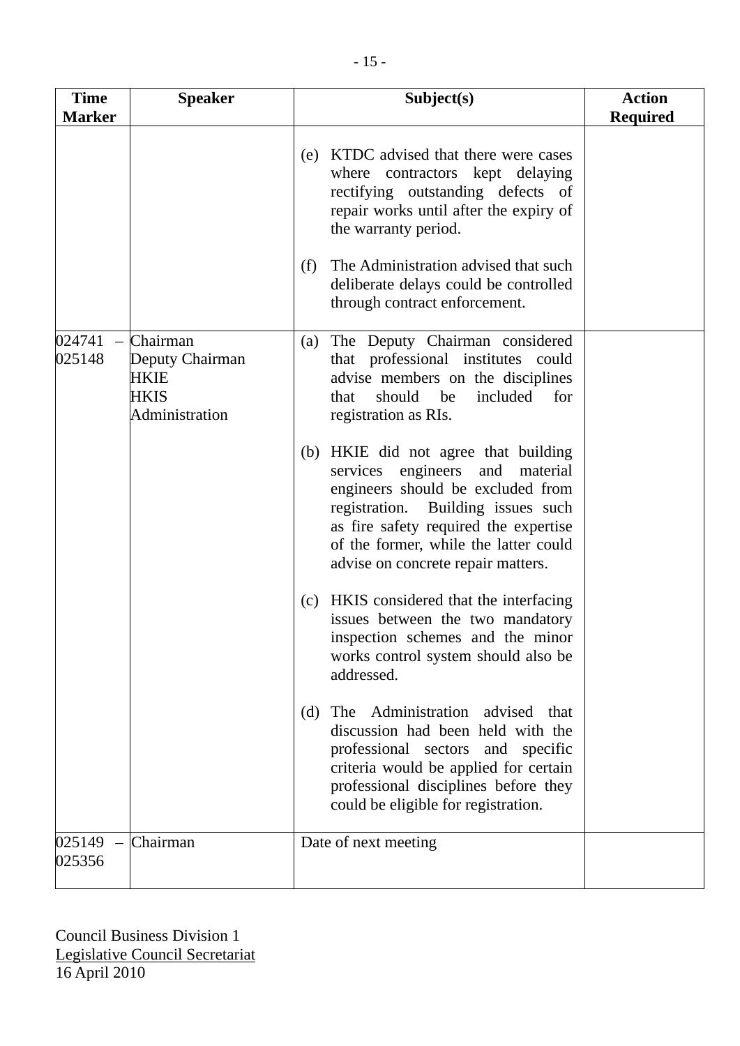| Time Marker | Speaker | Subject(s) | Action Required |
|---|---|---|---|
| | | (e) KTDC advised that there were cases where contractors kept delaying rectifying outstanding defects of repair works until after the expiry of the warranty period.<br><br>(f) The Administration advised that such deliberate delays could be controlled through contract enforcement. | |
| 024741 – 025148 | Chairman<br>Deputy Chairman<br>HKIE<br>HKIS<br>Administration | (a) The Deputy Chairman considered that professional institutes could advise members on the disciplines that should be included for registration as RIs.<br><br>(b) HKIE did not agree that building services engineers and material engineers should be excluded from registration. Building issues such as fire safety required the expertise of the former, while the latter could advise on concrete repair matters.<br><br>(c) HKIS considered that the interfacing issues between the two mandatory inspection schemes and the minor works control system should also be addressed.<br><br>(d) The Administration advised that discussion had been held with the professional sectors and specific criteria would be applied for certain professional disciplines before they could be eligible for registration. | |
| 025149 – 025356 | Chairman | Date of next meeting | |

Council Business Division 1
Legislative Council Secretariat
16 April 2010